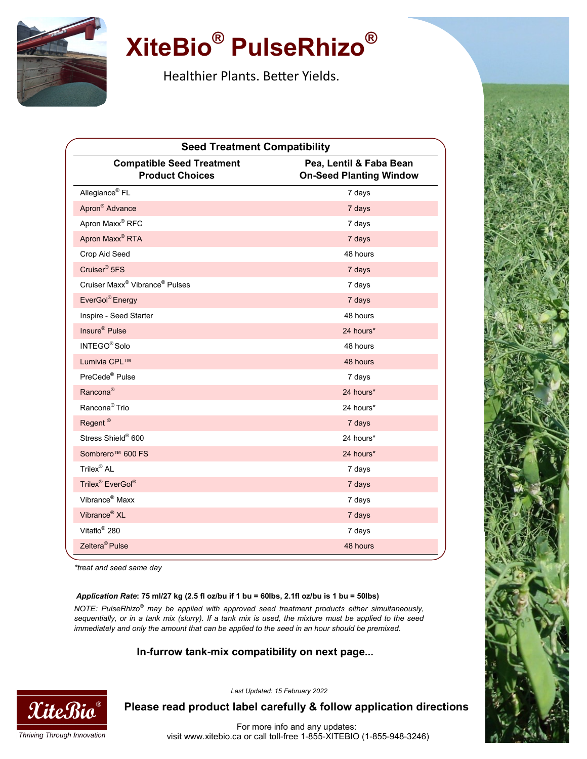# XiteBio® PulseRhizo®

Healthier Plants. Better Yields.

| Seed Treatment Compatibility | |
|---|---|
| **Compatible Seed Treatment Product Choices** | **Pea, Lentil & Faba Bean On-Seed Planting Window** |
| Allegiance® FL | 7 days |
| Apron® Advance | 7 days |
| Apron Maxx® RFC | 7 days |
| Apron Maxx® RTA | 7 days |
| Crop Aid Seed | 48 hours |
| Cruiser® 5FS | 7 days |
| Cruiser Maxx® Vibrance® Pulses | 7 days |
| EverGol® Energy | 7 days |
| Inspire - Seed Starter | 48 hours |
| Insure® Pulse | 24 hours* |
| INTEGO® Solo | 48 hours |
| Lumivia CPL™ | 48 hours |
| PreCede® Pulse | 7 days |
| Rancona® | 24 hours* |
| Rancona® Trio | 24 hours* |
| Regent ® | 7 days |
| Stress Shield® 600 | 24 hours* |
| Sombrero™ 600 FS | 24 hours* |
| Trilex® AL | 7 days |
| Trilex® EverGol® | 7 days |
| Vibrance® Maxx | 7 days |
| Vibrance® XL | 7 days |
| Vitaflo® 280 | 7 days |
| Zeltera® Pulse | 48 hours |

*treat and seed same day*

***Application Rate*: 75 ml/27 kg (2.5 fl oz/bu if 1 bu = 60lbs, 2.1fl oz/bu is 1 bu = 50lbs)**

*NOTE: PulseRhizo® may be applied with approved seed treatment products either simultaneously, sequentially, or in a tank mix (slurry). If a tank mix is used, the mixture must be applied to the seed immediately and only the amount that can be applied to the seed in an hour should be premixed.*

**In-furrow tank-mix compatibility on next page...**

*Last Updated: 15 February 2022*

**Please read product label carefully & follow application directions**

For more info and any updates:
visit www.xitebio.ca or call toll-free 1-855-XITEBIO (1-855-948-3246)

XiteBio®
*Thriving Through Innovation*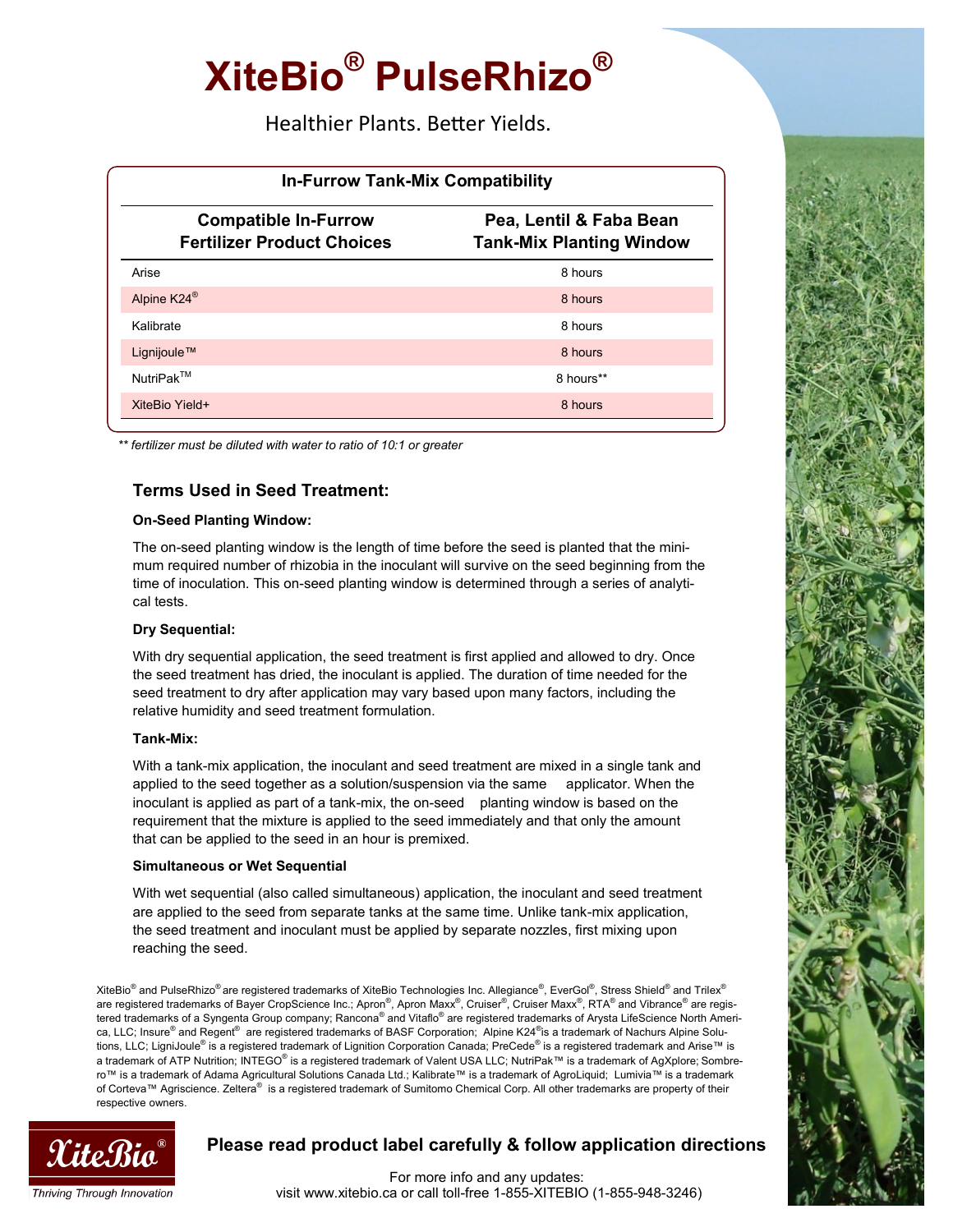# XiteBio® PulseRhizo®

Healthier Plants. Better Yields.

**In-Furrow Tank-Mix Compatibility**

| Compatible In-Furrow Fertilizer Product Choices | Pea, Lentil & Faba Bean Tank-Mix Planting Window |
|---|---|
| Arise | 8 hours |
| Alpine K24® | 8 hours |
| Kalibrate | 8 hours |
| Lignijoule™ | 8 hours |
| NutriPak™ | 8 hours** |
| XiteBio Yield+ | 8 hours |

*** fertilizer must be diluted with water to ratio of 10:1 or greater*

## Terms Used in Seed Treatment:

**On-Seed Planting Window:**

The on-seed planting window is the length of time before the seed is planted that the minimum required number of rhizobia in the inoculant will survive on the seed beginning from the time of inoculation. This on-seed planting window is determined through a series of analytical tests.

**Dry Sequential:**

With dry sequential application, the seed treatment is first applied and allowed to dry. Once the seed treatment has dried, the inoculant is applied. The duration of time needed for the seed treatment to dry after application may vary based upon many factors, including the relative humidity and seed treatment formulation.

**Tank-Mix:**

With a tank-mix application, the inoculant and seed treatment are mixed in a single tank and applied to the seed together as a solution/suspension via the same applicator. When the inoculant is applied as part of a tank-mix, the on-seed planting window is based on the requirement that the mixture is applied to the seed immediately and that only the amount that can be applied to the seed in an hour is premixed.

**Simultaneous or Wet Sequential**

With wet sequential (also called simultaneous) application, the inoculant and seed treatment are applied to the seed from separate tanks at the same time. Unlike tank-mix application, the seed treatment and inoculant must be applied by separate nozzles, first mixing upon reaching the seed.

XiteBio® and PulseRhizo® are registered trademarks of XiteBio Technologies Inc. Allegiance®, EverGol®, Stress Shield® and Trilex® are registered trademarks of Bayer CropScience Inc.; Apron®, Apron Maxx®, Cruiser®, Cruiser Maxx®, RTA® and Vibrance® are registered trademarks of a Syngenta Group company; Rancona® and Vitaflo® are registered trademarks of Arysta LifeScience North America, LLC; Insure® and Regent® are registered trademarks of BASF Corporation; Alpine K24® is a trademark of Nachurs Alpine Solutions, LLC; LigniJoule® is a registered trademark of Lignition Corporation Canada; PreCede® is a registered trademark and Arise™ is a trademark of ATP Nutrition; INTEGO® is a registered trademark of Valent USA LLC; NutriPak™ is a trademark of AgXplore; Sombrero™ is a trademark of Adama Agricultural Solutions Canada Ltd.; Kalibrate™ is a trademark of AgroLiquid; Lumivia™ is a trademark of Corteva™ Agriscience. Zeltera® is a registered trademark of Sumitomo Chemical Corp. All other trademarks are property of their respective owners.

XiteBio®

Thriving Through Innovation

**Please read product label carefully & follow application directions**

For more info and any updates:
visit www.xitebio.ca or call toll-free 1-855-XITEBIO (1-855-948-3246)